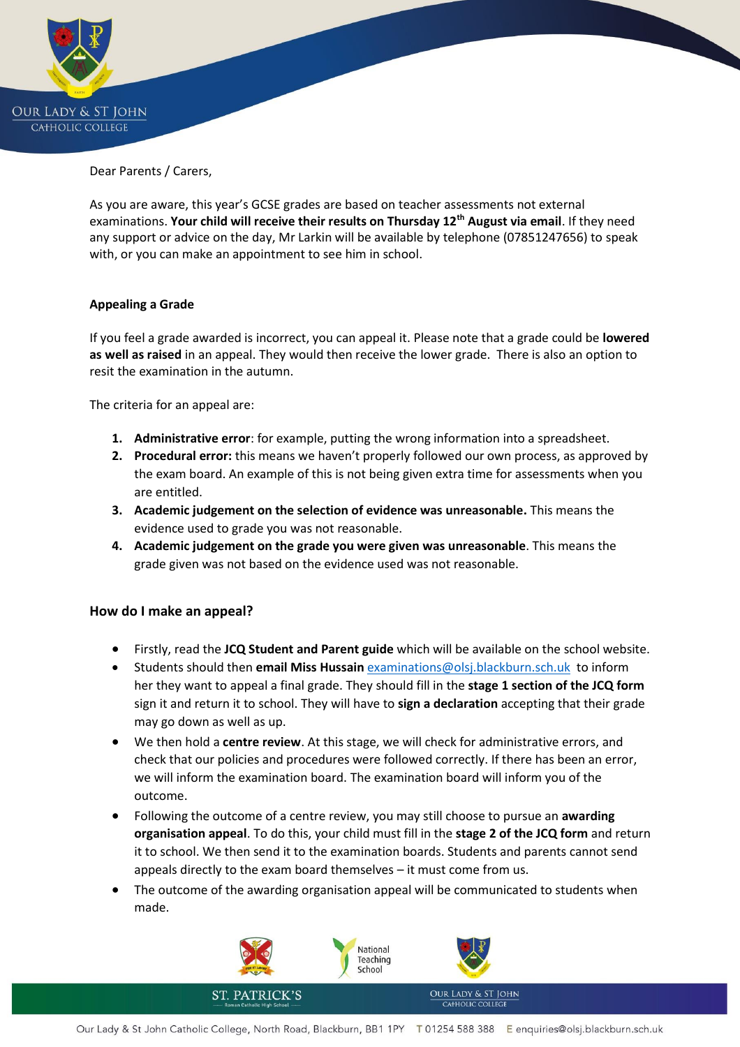Dear Parents / Carers,

As you are aware, this year's GCSE grades are based on teacher assessments not external examinations. **Your child will receive their results on Thursday 12th August via email**. If they need any support or advice on the day, Mr Larkin will be available by telephone (07851247656) to speak with, or you can make an appointment to see him in school.

**Appealing a Grade**

If you feel a grade awarded is incorrect, you can appeal it. Please note that a grade could be **lowered as well as raised** in an appeal. They would then receive the lower grade. There is also an option to resit the examination in the autumn.

The criteria for an appeal are:

1. **Administrative error**: for example, putting the wrong information into a spreadsheet.
2. **Procedural error:** this means we haven't properly followed our own process, as approved by the exam board. An example of this is not being given extra time for assessments when you are entitled.
3. **Academic judgement on the selection of evidence was unreasonable.** This means the evidence used to grade you was not reasonable.
4. **Academic judgement on the grade you were given was unreasonable**. This means the grade given was not based on the evidence used was not reasonable.

## How do I make an appeal?

- Firstly, read the **JCQ Student and Parent guide** which will be available on the school website.
- Students should then **email Miss Hussain** examinations@olsj.blackburn.sch.uk to inform her they want to appeal a final grade. They should fill in the **stage 1 section of the JCQ form** sign it and return it to school. They will have to **sign a declaration** accepting that their grade may go down as well as up.
- We then hold a **centre review**. At this stage, we will check for administrative errors, and check that our policies and procedures were followed correctly. If there has been an error, we will inform the examination board. The examination board will inform you of the outcome.
- Following the outcome of a centre review, you may still choose to pursue an **awarding organisation appeal**. To do this, your child must fill in the **stage 2 of the JCQ form** and return it to school. We then send it to the examination boards. Students and parents cannot send appeals directly to the exam board themselves – it must come from us.
- The outcome of the awarding organisation appeal will be communicated to students when made.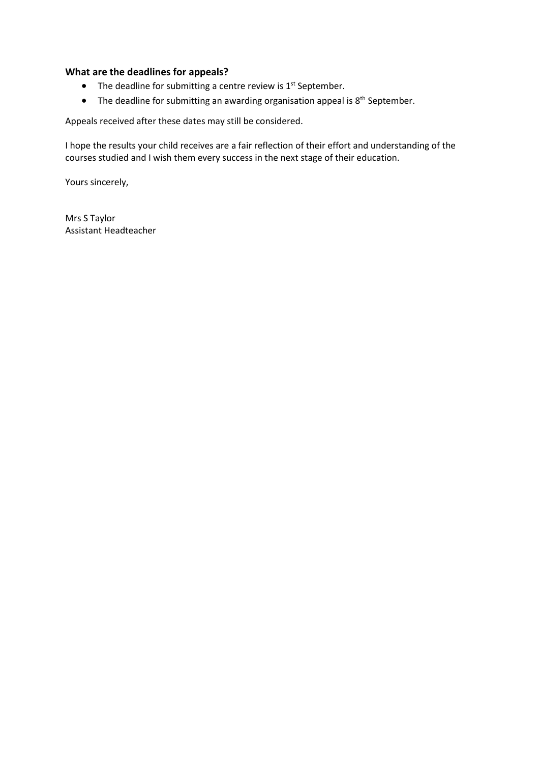### What are the deadlines for appeals?

- The deadline for submitting a centre review is 1st September.
- The deadline for submitting an awarding organisation appeal is 8th September.

Appeals received after these dates may still be considered.

I hope the results your child receives are a fair reflection of their effort and understanding of the courses studied and I wish them every success in the next stage of their education.

Yours sincerely,

Mrs S Taylor
Assistant Headteacher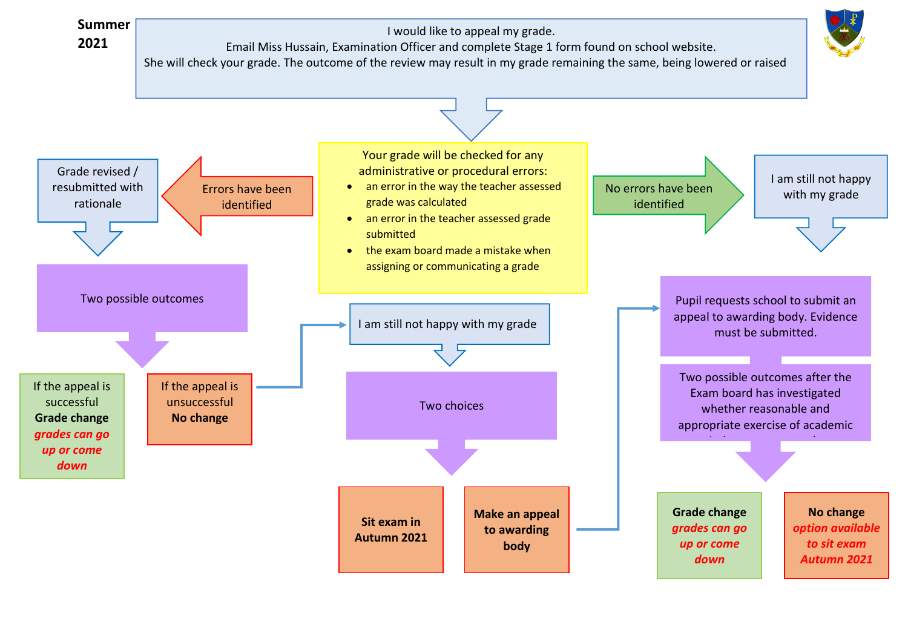**Summer 2021**

I would like to appeal my grade.
Email Miss Hussain, Examination Officer and complete Stage 1 form found on school website.
She will check your grade. The outcome of the review may result in my grade remaining the same, being lowered or raised

Your grade will be checked for any administrative or procedural errors:

- an error in the way the teacher assessed grade was calculated
- an error in the teacher assessed grade submitted
- the exam board made a mistake when assigning or communicating a grade

Errors have been identified

Grade revised / resubmitted with rationale

Two possible outcomes

If the appeal is successful
**Grade change**
***grades can go up or come down***

If the appeal is unsuccessful
**No change**

I am still not happy with my grade

Two choices

**Sit exam in Autumn 2021**

**Make an appeal to awarding body**

No errors have been identified

I am still not happy with my grade

Pupil requests school to submit an appeal to awarding body. Evidence must be submitted.

Two possible outcomes after the Exam board has investigated whether reasonable and appropriate exercise of academic

**Grade change**
***grades can go up or come down***

**No change**
***option available to sit exam Autumn 2021***